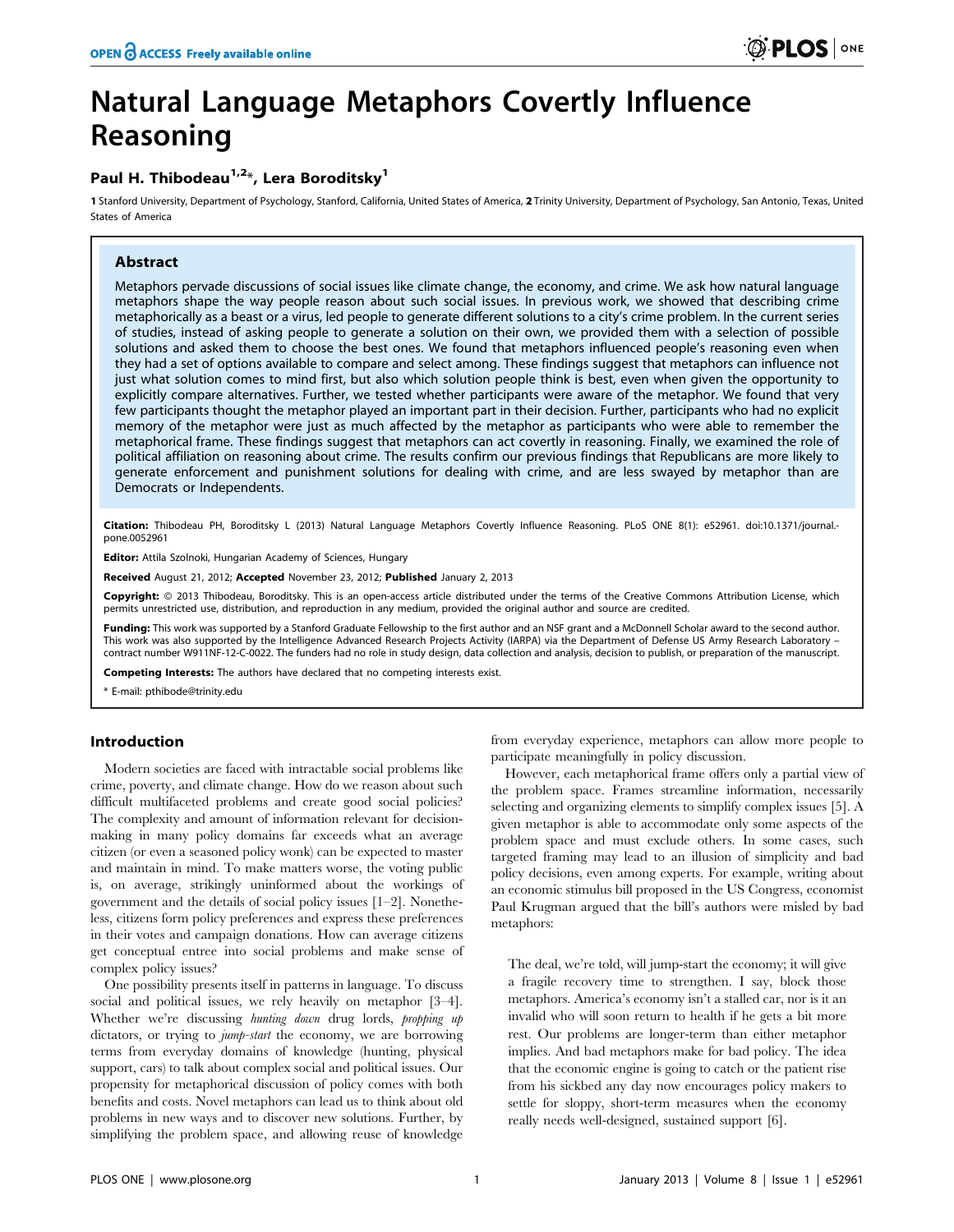# Natural Language Metaphors Covertly Influence Reasoning

**Paul H. Thibodeau[1,2]*, Lera Boroditsky[1]**

**1** Stanford University, Department of Psychology, Stanford, California, United States of America, **2** Trinity University, Department of Psychology, San Antonio, Texas, United States of America

## Abstract

Metaphors pervade discussions of social issues like climate change, the economy, and crime. We ask how natural language metaphors shape the way people reason about such social issues. In previous work, we showed that describing crime metaphorically as a beast or a virus, led people to generate different solutions to a city's crime problem. In the current series of studies, instead of asking people to generate a solution on their own, we provided them with a selection of possible solutions and asked them to choose the best ones. We found that metaphors influenced people's reasoning even when they had a set of options available to compare and select among. These findings suggest that metaphors can influence not just what solution comes to mind first, but also which solution people think is best, even when given the opportunity to explicitly compare alternatives. Further, we tested whether participants were aware of the metaphor. We found that very few participants thought the metaphor played an important part in their decision. Further, participants who had no explicit memory of the metaphor were just as much affected by the metaphor as participants who were able to remember the metaphorical frame. These findings suggest that metaphors can act covertly in reasoning. Finally, we examined the role of political affiliation on reasoning about crime. The results confirm our previous findings that Republicans are more likely to generate enforcement and punishment solutions for dealing with crime, and are less swayed by metaphor than are Democrats or Independents.

**Citation:** Thibodeau PH, Boroditsky L (2013) Natural Language Metaphors Covertly Influence Reasoning. PLoS ONE 8(1): e52961. doi:10.1371/journal.pone.0052961

**Editor:** Attila Szolnoki, Hungarian Academy of Sciences, Hungary

**Received** August 21, 2012; **Accepted** November 23, 2012; **Published** January 2, 2013

**Copyright:** © 2013 Thibodeau, Boroditsky. This is an open-access article distributed under the terms of the Creative Commons Attribution License, which permits unrestricted use, distribution, and reproduction in any medium, provided the original author and source are credited.

**Funding:** This work was supported by a Stanford Graduate Fellowship to the first author and an NSF grant and a McDonnell Scholar award to the second author. This work was also supported by the Intelligence Advanced Research Projects Activity (IARPA) via the Department of Defense US Army Research Laboratory – contract number W911NF-12-C-0022. The funders had no role in study design, data collection and analysis, decision to publish, or preparation of the manuscript.

**Competing Interests:** The authors have declared that no competing interests exist.

\* E-mail: pthibode@trinity.edu

## Introduction

Modern societies are faced with intractable social problems like crime, poverty, and climate change. How do we reason about such difficult multifaceted problems and create good social policies? The complexity and amount of information relevant for decision-making in many policy domains far exceeds what an average citizen (or even a seasoned policy wonk) can be expected to master and maintain in mind. To make matters worse, the voting public is, on average, strikingly uninformed about the workings of government and the details of social policy issues [1–2]. Nonetheless, citizens form policy preferences and express these preferences in their votes and campaign donations. How can average citizens get conceptual entree into social problems and make sense of complex policy issues?

One possibility presents itself in patterns in language. To discuss social and political issues, we rely heavily on metaphor [3–4]. Whether we're discussing *hunting down* drug lords, *propping up* dictators, or trying to *jump-start* the economy, we are borrowing terms from everyday domains of knowledge (hunting, physical support, cars) to talk about complex social and political issues. Our propensity for metaphorical discussion of policy comes with both benefits and costs. Novel metaphors can lead us to think about old problems in new ways and to discover new solutions. Further, by simplifying the problem space, and allowing reuse of knowledge from everyday experience, metaphors can allow more people to participate meaningfully in policy discussion.

However, each metaphorical frame offers only a partial view of the problem space. Frames streamline information, necessarily selecting and organizing elements to simplify complex issues [5]. A given metaphor is able to accommodate only some aspects of the problem space and must exclude others. In some cases, such targeted framing may lead to an illusion of simplicity and bad policy decisions, even among experts. For example, writing about an economic stimulus bill proposed in the US Congress, economist Paul Krugman argued that the bill's authors were misled by bad metaphors:

> The deal, we're told, will jump-start the economy; it will give a fragile recovery time to strengthen. I say, block those metaphors. America's economy isn't a stalled car, nor is it an invalid who will soon return to health if he gets a bit more rest. Our problems are longer-term than either metaphor implies. And bad metaphors make for bad policy. The idea that the economic engine is going to catch or the patient rise from his sickbed any day now encourages policy makers to settle for sloppy, short-term measures when the economy really needs well-designed, sustained support [6].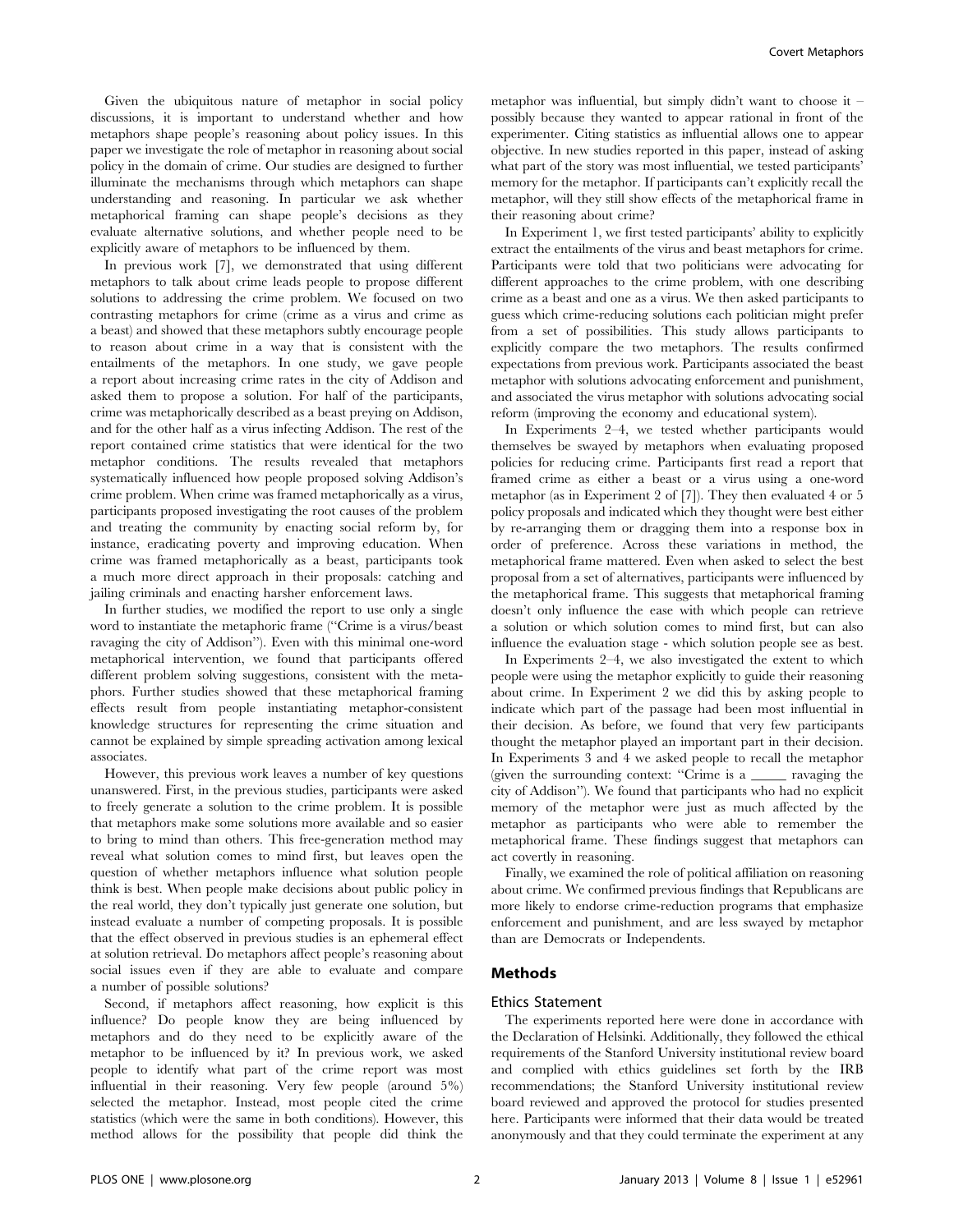Given the ubiquitous nature of metaphor in social policy discussions, it is important to understand whether and how metaphors shape people's reasoning about policy issues. In this paper we investigate the role of metaphor in reasoning about social policy in the domain of crime. Our studies are designed to further illuminate the mechanisms through which metaphors can shape understanding and reasoning. In particular we ask whether metaphorical framing can shape people's decisions as they evaluate alternative solutions, and whether people need to be explicitly aware of metaphors to be influenced by them.

In previous work [7], we demonstrated that using different metaphors to talk about crime leads people to propose different solutions to addressing the crime problem. We focused on two contrasting metaphors for crime (crime as a virus and crime as a beast) and showed that these metaphors subtly encourage people to reason about crime in a way that is consistent with the entailments of the metaphors. In one study, we gave people a report about increasing crime rates in the city of Addison and asked them to propose a solution. For half of the participants, crime was metaphorically described as a beast preying on Addison, and for the other half as a virus infecting Addison. The rest of the report contained crime statistics that were identical for the two metaphor conditions. The results revealed that metaphors systematically influenced how people proposed solving Addison's crime problem. When crime was framed metaphorically as a virus, participants proposed investigating the root causes of the problem and treating the community by enacting social reform by, for instance, eradicating poverty and improving education. When crime was framed metaphorically as a beast, participants took a much more direct approach in their proposals: catching and jailing criminals and enacting harsher enforcement laws.

In further studies, we modified the report to use only a single word to instantiate the metaphoric frame ("Crime is a virus/beast ravaging the city of Addison"). Even with this minimal one-word metaphorical intervention, we found that participants offered different problem solving suggestions, consistent with the metaphors. Further studies showed that these metaphorical framing effects result from people instantiating metaphor-consistent knowledge structures for representing the crime situation and cannot be explained by simple spreading activation among lexical associates.

However, this previous work leaves a number of key questions unanswered. First, in the previous studies, participants were asked to freely generate a solution to the crime problem. It is possible that metaphors make some solutions more available and so easier to bring to mind than others. This free-generation method may reveal what solution comes to mind first, but leaves open the question of whether metaphors influence what solution people think is best. When people make decisions about public policy in the real world, they don't typically just generate one solution, but instead evaluate a number of competing proposals. It is possible that the effect observed in previous studies is an ephemeral effect at solution retrieval. Do metaphors affect people's reasoning about social issues even if they are able to evaluate and compare a number of possible solutions?

Second, if metaphors affect reasoning, how explicit is this influence? Do people know they are being influenced by metaphors and do they need to be explicitly aware of the metaphor to be influenced by it? In previous work, we asked people to identify what part of the crime report was most influential in their reasoning. Very few people (around 5%) selected the metaphor. Instead, most people cited the crime statistics (which were the same in both conditions). However, this method allows for the possibility that people did think the metaphor was influential, but simply didn't want to choose it – possibly because they wanted to appear rational in front of the experimenter. Citing statistics as influential allows one to appear objective. In new studies reported in this paper, instead of asking what part of the story was most influential, we tested participants' memory for the metaphor. If participants can't explicitly recall the metaphor, will they still show effects of the metaphorical frame in their reasoning about crime?

In Experiment 1, we first tested participants' ability to explicitly extract the entailments of the virus and beast metaphors for crime. Participants were told that two politicians were advocating for different approaches to the crime problem, with one describing crime as a beast and one as a virus. We then asked participants to guess which crime-reducing solutions each politician might prefer from a set of possibilities. This study allows participants to explicitly compare the two metaphors. The results confirmed expectations from previous work. Participants associated the beast metaphor with solutions advocating enforcement and punishment, and associated the virus metaphor with solutions advocating social reform (improving the economy and educational system).

In Experiments 2–4, we tested whether participants would themselves be swayed by metaphors when evaluating proposed policies for reducing crime. Participants first read a report that framed crime as either a beast or a virus using a one-word metaphor (as in Experiment 2 of [7]). They then evaluated 4 or 5 policy proposals and indicated which they thought were best either by re-arranging them or dragging them into a response box in order of preference. Across these variations in method, the metaphorical frame mattered. Even when asked to select the best proposal from a set of alternatives, participants were influenced by the metaphorical frame. This suggests that metaphorical framing doesn't only influence the ease with which people can retrieve a solution or which solution comes to mind first, but can also influence the evaluation stage - which solution people see as best.

In Experiments 2–4, we also investigated the extent to which people were using the metaphor explicitly to guide their reasoning about crime. In Experiment 2 we did this by asking people to indicate which part of the passage had been most influential in their decision. As before, we found that very few participants thought the metaphor played an important part in their decision. In Experiments 3 and 4 we asked people to recall the metaphor (given the surrounding context: "Crime is a _____ ravaging the city of Addison"). We found that participants who had no explicit memory of the metaphor were just as much affected by the metaphor as participants who were able to remember the metaphorical frame. These findings suggest that metaphors can act covertly in reasoning.

Finally, we examined the role of political affiliation on reasoning about crime. We confirmed previous findings that Republicans are more likely to endorse crime-reduction programs that emphasize enforcement and punishment, and are less swayed by metaphor than are Democrats or Independents.

## Methods

### Ethics Statement

The experiments reported here were done in accordance with the Declaration of Helsinki. Additionally, they followed the ethical requirements of the Stanford University institutional review board and complied with ethics guidelines set forth by the IRB recommendations; the Stanford University institutional review board reviewed and approved the protocol for studies presented here. Participants were informed that their data would be treated anonymously and that they could terminate the experiment at any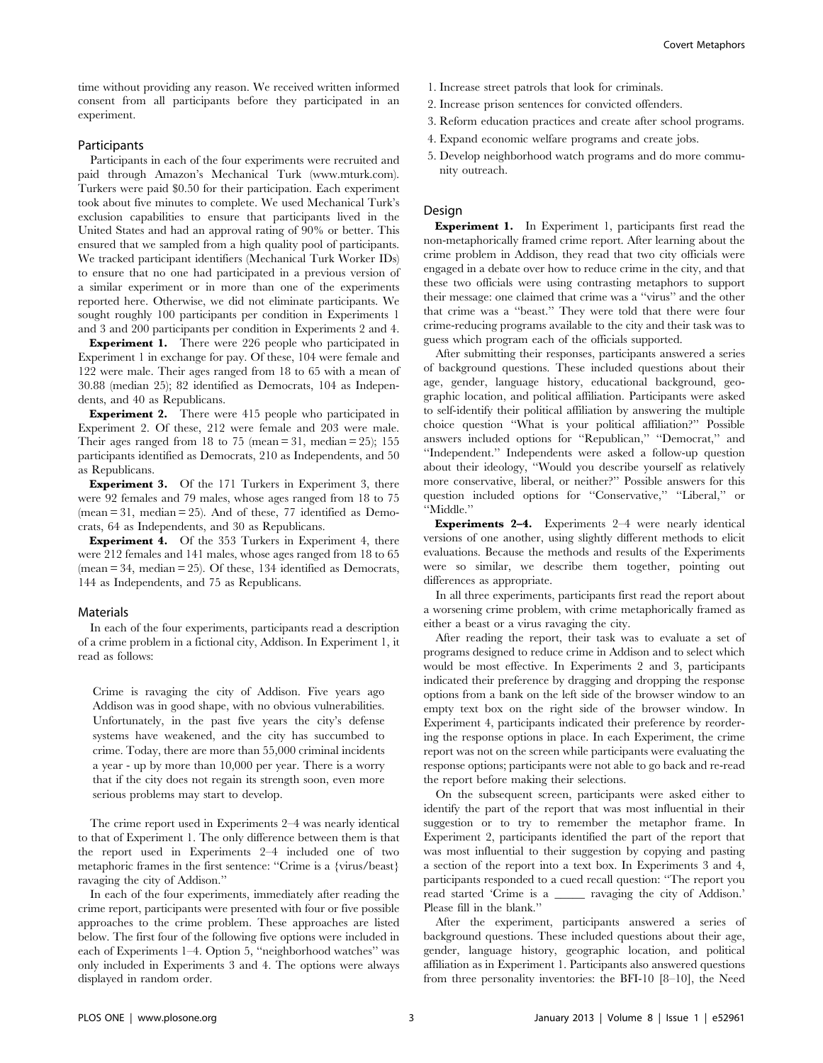time without providing any reason. We received written informed consent from all participants before they participated in an experiment.

## Participants

Participants in each of the four experiments were recruited and paid through Amazon's Mechanical Turk (www.mturk.com). Turkers were paid $0.50 for their participation. Each experiment took about five minutes to complete. We used Mechanical Turk's exclusion capabilities to ensure that participants lived in the United States and had an approval rating of 90% or better. This ensured that we sampled from a high quality pool of participants. We tracked participant identifiers (Mechanical Turk Worker IDs) to ensure that no one had participated in a previous version of a similar experiment or in more than one of the experiments reported here. Otherwise, we did not eliminate participants. We sought roughly 100 participants per condition in Experiments 1 and 3 and 200 participants per condition in Experiments 2 and 4.

**Experiment 1.** There were 226 people who participated in Experiment 1 in exchange for pay. Of these, 104 were female and 122 were male. Their ages ranged from 18 to 65 with a mean of 30.88 (median 25); 82 identified as Democrats, 104 as Independents, and 40 as Republicans.

**Experiment 2.** There were 415 people who participated in Experiment 2. Of these, 212 were female and 203 were male. Their ages ranged from 18 to 75 (mean = 31, median = 25); 155 participants identified as Democrats, 210 as Independents, and 50 as Republicans.

**Experiment 3.** Of the 171 Turkers in Experiment 3, there were 92 females and 79 males, whose ages ranged from 18 to 75 (mean = 31, median = 25). And of these, 77 identified as Democrats, 64 as Independents, and 30 as Republicans.

**Experiment 4.** Of the 353 Turkers in Experiment 4, there were 212 females and 141 males, whose ages ranged from 18 to 65 (mean = 34, median = 25). Of these, 134 identified as Democrats, 144 as Independents, and 75 as Republicans.

## Materials

In each of the four experiments, participants read a description of a crime problem in a fictional city, Addison. In Experiment 1, it read as follows:

> Crime is ravaging the city of Addison. Five years ago Addison was in good shape, with no obvious vulnerabilities. Unfortunately, in the past five years the city's defense systems have weakened, and the city has succumbed to crime. Today, there are more than 55,000 criminal incidents a year - up by more than 10,000 per year. There is a worry that if the city does not regain its strength soon, even more serious problems may start to develop.

The crime report used in Experiments 2–4 was nearly identical to that of Experiment 1. The only difference between them is that the report used in Experiments 2–4 included one of two metaphoric frames in the first sentence: "Crime is a {virus/beast} ravaging the city of Addison."

In each of the four experiments, immediately after reading the crime report, participants were presented with four or five possible approaches to the crime problem. These approaches are listed below. The first four of the following five options were included in each of Experiments 1–4. Option 5, "neighborhood watches" was only included in Experiments 3 and 4. The options were always displayed in random order.

1. Increase street patrols that look for criminals.
2. Increase prison sentences for convicted offenders.
3. Reform education practices and create after school programs.
4. Expand economic welfare programs and create jobs.
5. Develop neighborhood watch programs and do more community outreach.

## Design

**Experiment 1.** In Experiment 1, participants first read the non-metaphorically framed crime report. After learning about the crime problem in Addison, they read that two city officials were engaged in a debate over how to reduce crime in the city, and that these two officials were using contrasting metaphors to support their message: one claimed that crime was a "virus" and the other that crime was a "beast." They were told that there were four crime-reducing programs available to the city and their task was to guess which program each of the officials supported.

After submitting their responses, participants answered a series of background questions. These included questions about their age, gender, language history, educational background, geographic location, and political affiliation. Participants were asked to self-identify their political affiliation by answering the multiple choice question "What is your political affiliation?" Possible answers included options for "Republican," "Democrat," and "Independent." Independents were asked a follow-up question about their ideology, "Would you describe yourself as relatively more conservative, liberal, or neither?" Possible answers for this question included options for "Conservative," "Liberal," or "Middle."

**Experiments 2–4.** Experiments 2–4 were nearly identical versions of one another, using slightly different methods to elicit evaluations. Because the methods and results of the Experiments were so similar, we describe them together, pointing out differences as appropriate.

In all three experiments, participants first read the report about a worsening crime problem, with crime metaphorically framed as either a beast or a virus ravaging the city.

After reading the report, their task was to evaluate a set of programs designed to reduce crime in Addison and to select which would be most effective. In Experiments 2 and 3, participants indicated their preference by dragging and dropping the response options from a bank on the left side of the browser window to an empty text box on the right side of the browser window. In Experiment 4, participants indicated their preference by reordering the response options in place. In each Experiment, the crime report was not on the screen while participants were evaluating the response options; participants were not able to go back and re-read the report before making their selections.

On the subsequent screen, participants were asked either to identify the part of the report that was most influential in their suggestion or to try to remember the metaphor frame. In Experiment 2, participants identified the part of the report that was most influential to their suggestion by copying and pasting a section of the report into a text box. In Experiments 3 and 4, participants responded to a cued recall question: "The report you read started 'Crime is a _____ ravaging the city of Addison.' Please fill in the blank."

After the experiment, participants answered a series of background questions. These included questions about their age, gender, language history, geographic location, and political affiliation as in Experiment 1. Participants also answered questions from three personality inventories: the BFI-10 [8–10], the Need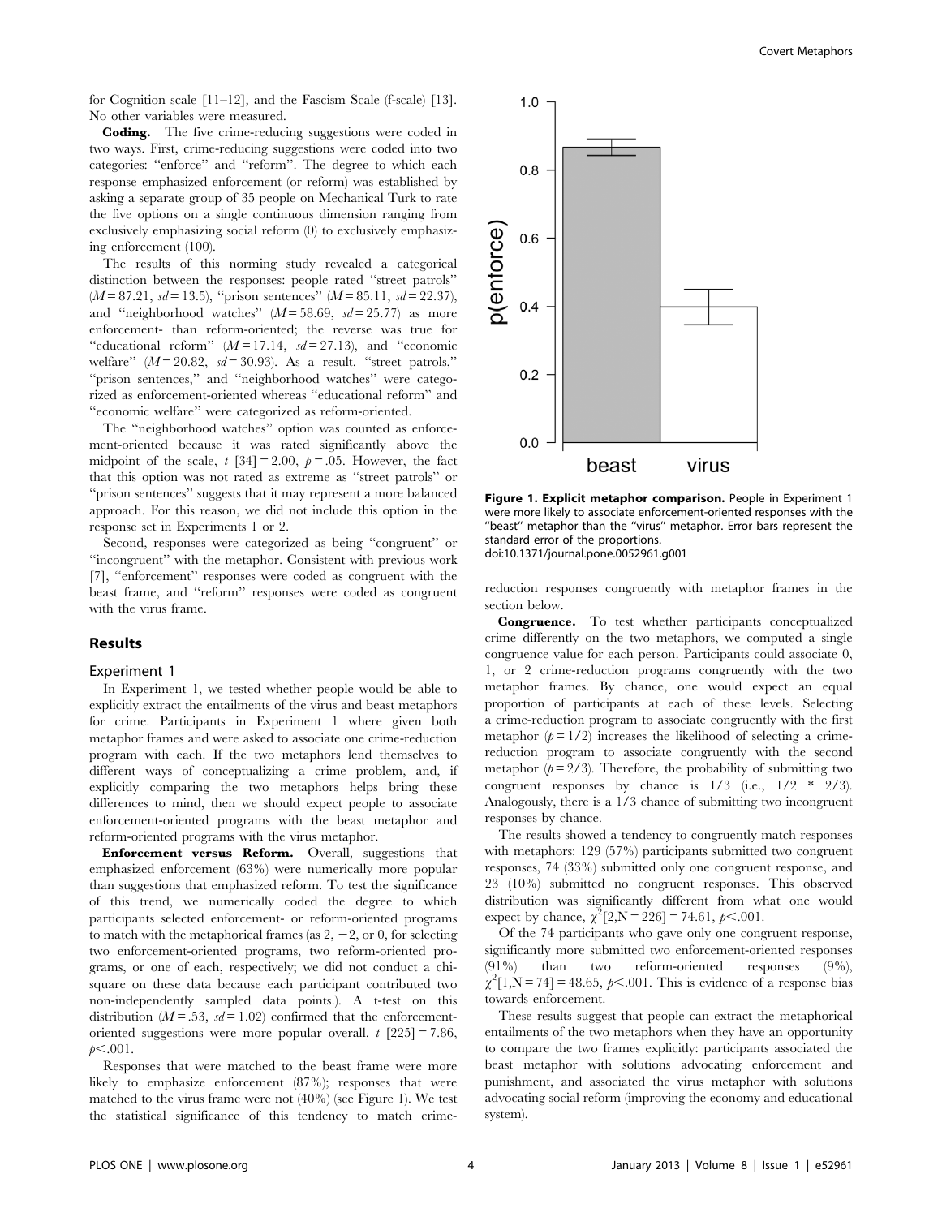for Cognition scale [11–12], and the Fascism Scale (f-scale) [13]. No other variables were measured.

**Coding.** The five crime-reducing suggestions were coded in two ways. First, crime-reducing suggestions were coded into two categories: ''enforce'' and ''reform''. The degree to which each response emphasized enforcement (or reform) was established by asking a separate group of 35 people on Mechanical Turk to rate the five options on a single continuous dimension ranging from exclusively emphasizing social reform (0) to exclusively emphasizing enforcement (100).

The results of this norming study revealed a categorical distinction between the responses: people rated ''street patrols'' ($M = 87.21$, $sd = 13.5$), ''prison sentences'' ($M = 85.11$, $sd = 22.37$), and ''neighborhood watches'' ($M = 58.69$, $sd = 25.77$) as more enforcement- than reform-oriented; the reverse was true for ''educational reform'' ($M = 17.14$, $sd = 27.13$), and ''economic welfare'' ($M = 20.82$, $sd = 30.93$). As a result, ''street patrols,'' ''prison sentences,'' and ''neighborhood watches'' were categorized as enforcement-oriented whereas ''educational reform'' and ''economic welfare'' were categorized as reform-oriented.

The ''neighborhood watches'' option was counted as enforcement-oriented because it was rated significantly above the midpoint of the scale, $t$ [34] = 2.00, $p = .05$. However, the fact that this option was not rated as extreme as ''street patrols'' or ''prison sentences'' suggests that it may represent a more balanced approach. For this reason, we did not include this option in the response set in Experiments 1 or 2.

Second, responses were categorized as being ''congruent'' or ''incongruent'' with the metaphor. Consistent with previous work [7], ''enforcement'' responses were coded as congruent with the beast frame, and ''reform'' responses were coded as congruent with the virus frame.

## Results

### Experiment 1

In Experiment 1, we tested whether people would be able to explicitly extract the entailments of the virus and beast metaphors for crime. Participants in Experiment 1 where given both metaphor frames and were asked to associate one crime-reduction program with each. If the two metaphors lend themselves to different ways of conceptualizing a crime problem, and, if explicitly comparing the two metaphors helps bring these differences to mind, then we should expect people to associate enforcement-oriented programs with the beast metaphor and reform-oriented programs with the virus metaphor.

**Enforcement versus Reform.** Overall, suggestions that emphasized enforcement (63%) were numerically more popular than suggestions that emphasized reform. To test the significance of this trend, we numerically coded the degree to which participants selected enforcement- or reform-oriented programs to match with the metaphorical frames (as 2, −2, or 0, for selecting two enforcement-oriented programs, two reform-oriented programs, or one of each, respectively; we did not conduct a chi-square on these data because each participant contributed two non-independently sampled data points.). A t-test on this distribution ($M = .53$, $sd = 1.02$) confirmed that the enforcement-oriented suggestions were more popular overall, $t$ [225] = 7.86, $p < .001$.

Responses that were matched to the beast frame were more likely to emphasize enforcement (87%); responses that were matched to the virus frame were not (40%) (see Figure 1). We test the statistical significance of this tendency to match crime-reduction responses congruently with metaphor frames in the section below.

**Figure 1. Explicit metaphor comparison.** People in Experiment 1 were more likely to associate enforcement-oriented responses with the ''beast'' metaphor than the ''virus'' metaphor. Error bars represent the standard error of the proportions.
doi:10.1371/journal.pone.0052961.g001

**Congruence.** To test whether participants conceptualized crime differently on the two metaphors, we computed a single congruence value for each person. Participants could associate 0, 1, or 2 crime-reduction programs congruently with the two metaphor frames. By chance, one would expect an equal proportion of participants at each of these levels. Selecting a crime-reduction program to associate congruently with the first metaphor ($p = 1/2$) increases the likelihood of selecting a crime-reduction program to associate congruently with the second metaphor ($p = 2/3$). Therefore, the probability of submitting two congruent responses by chance is 1/3 (i.e., 1/2 * 2/3). Analogously, there is a 1/3 chance of submitting two incongruent responses by chance.

The results showed a tendency to congruently match responses with metaphors: 129 (57%) participants submitted two congruent responses, 74 (33%) submitted only one congruent response, and 23 (10%) submitted no congruent responses. This observed distribution was significantly different from what one would expect by chance, $\chi^2[2,N = 226] = 74.61$, $p < .001$.

Of the 74 participants who gave only one congruent response, significantly more submitted two enforcement-oriented responses (91%) than two reform-oriented responses (9%), $\chi^2[1,N = 74] = 48.65$, $p < .001$. This is evidence of a response bias towards enforcement.

These results suggest that people can extract the metaphorical entailments of the two metaphors when they have an opportunity to compare the two frames explicitly: participants associated the beast metaphor with solutions advocating enforcement and punishment, and associated the virus metaphor with solutions advocating social reform (improving the economy and educational system).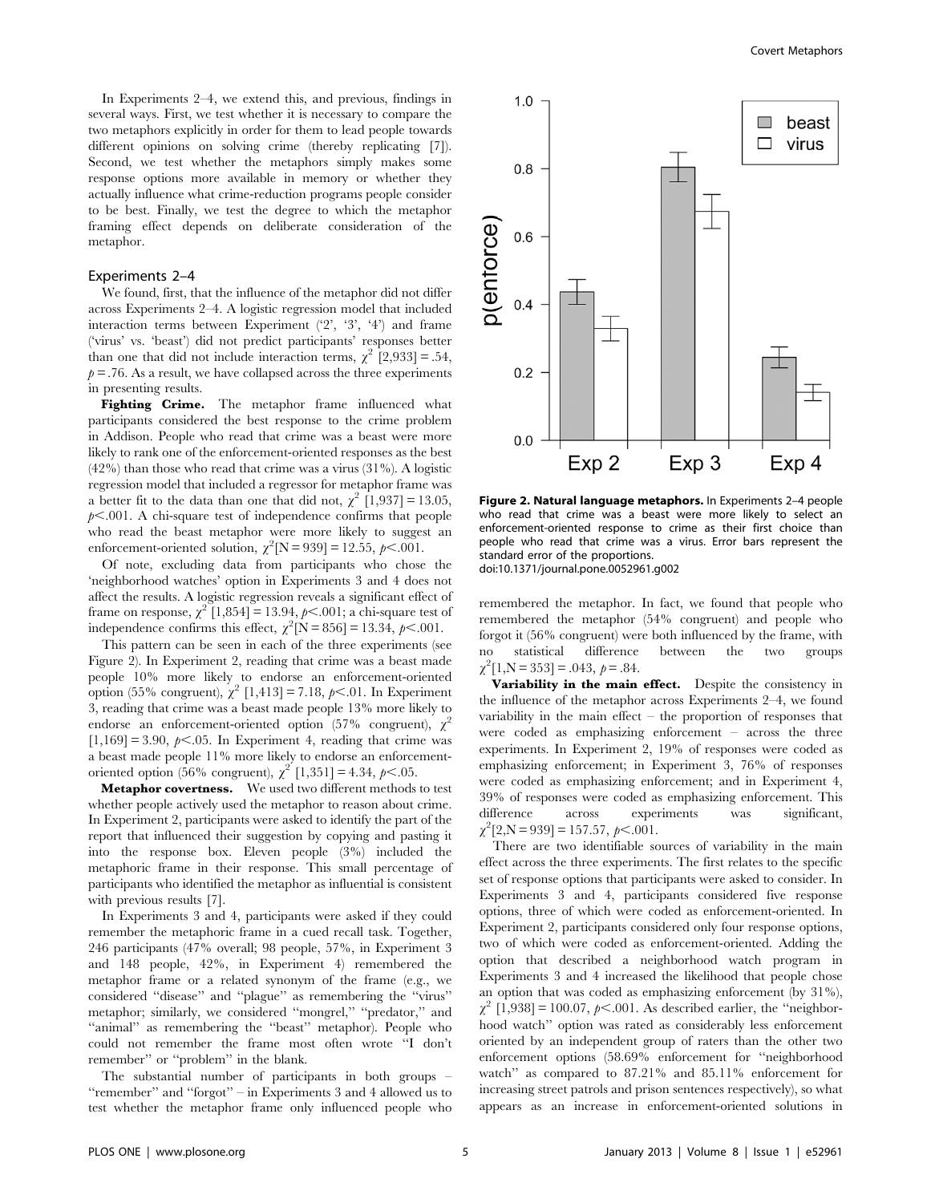In Experiments 2–4, we extend this, and previous, findings in several ways. First, we test whether it is necessary to compare the two metaphors explicitly in order for them to lead people towards different opinions on solving crime (thereby replicating [7]). Second, we test whether the metaphors simply makes some response options more available in memory or whether they actually influence what crime-reduction programs people consider to be best. Finally, we test the degree to which the metaphor framing effect depends on deliberate consideration of the metaphor.

### Experiments 2–4

We found, first, that the influence of the metaphor did not differ across Experiments 2–4. A logistic regression model that included interaction terms between Experiment ('2', '3', '4') and frame ('virus' vs. 'beast') did not predict participants' responses better than one that did not include interaction terms, $\chi^2$ [2,933] = .54, $p = .76$. As a result, we have collapsed across the three experiments in presenting results.

**Fighting Crime.** The metaphor frame influenced what participants considered the best response to the crime problem in Addison. People who read that crime was a beast were more likely to rank one of the enforcement-oriented responses as the best (42%) than those who read that crime was a virus (31%). A logistic regression model that included a regressor for metaphor frame was a better fit to the data than one that did not, $\chi^2$ [1,937] = 13.05, $p < .001$. A chi-square test of independence confirms that people who read the beast metaphor were more likely to suggest an enforcement-oriented solution, $\chi^2$[N = 939] = 12.55, $p < .001$.

Of note, excluding data from participants who chose the 'neighborhood watches' option in Experiments 3 and 4 does not affect the results. A logistic regression reveals a significant effect of frame on response, $\chi^2$ [1,854] = 13.94, $p < .001$; a chi-square test of independence confirms this effect, $\chi^2$[N = 856] = 13.34, $p < .001$.

This pattern can be seen in each of the three experiments (see Figure 2). In Experiment 2, reading that crime was a beast made people 10% more likely to endorse an enforcement-oriented option (55% congruent), $\chi^2$ [1,413] = 7.18, $p < .01$. In Experiment 3, reading that crime was a beast made people 13% more likely to endorse an enforcement-oriented option (57% congruent), $\chi^2$ [1,169] = 3.90, $p < .05$. In Experiment 4, reading that crime was a beast made people 11% more likely to endorse an enforcement-oriented option (56% congruent), $\chi^2$ [1,351] = 4.34, $p < .05$.

**Metaphor covertness.** We used two different methods to test whether people actively used the metaphor to reason about crime. In Experiment 2, participants were asked to identify the part of the report that influenced their suggestion by copying and pasting it into the response box. Eleven people (3%) included the metaphoric frame in their response. This small percentage of participants who identified the metaphor as influential is consistent with previous results [7].

In Experiments 3 and 4, participants were asked if they could remember the metaphoric frame in a cued recall task. Together, 246 participants (47% overall; 98 people, 57%, in Experiment 3 and 148 people, 42%, in Experiment 4) remembered the metaphor frame or a related synonym of the frame (e.g., we considered "disease" and "plague" as remembering the "virus" metaphor; similarly, we considered "mongrel," "predator," and "animal" as remembering the "beast" metaphor). People who could not remember the frame most often wrote "I don't remember" or "problem" in the blank.

The substantial number of participants in both groups – "remember" and "forgot" – in Experiments 3 and 4 allowed us to test whether the metaphor frame only influenced people who remembered the metaphor. In fact, we found that people who remembered the metaphor (54% congruent) and people who forgot it (56% congruent) were both influenced by the frame, with no statistical difference between the two groups $\chi^2$[1,N = 353] = .043, $p = .84$.

**Figure 2. Natural language metaphors.** In Experiments 2–4 people who read that crime was a beast were more likely to select an enforcement-oriented response to crime as their first choice than people who read that crime was a virus. Error bars represent the standard error of the proportions.
doi:10.1371/journal.pone.0052961.g002

**Variability in the main effect.** Despite the consistency in the influence of the metaphor across Experiments 2–4, we found variability in the main effect – the proportion of responses that were coded as emphasizing enforcement – across the three experiments. In Experiment 2, 19% of responses were coded as emphasizing enforcement; in Experiment 3, 76% of responses were coded as emphasizing enforcement; and in Experiment 4, 39% of responses were coded as emphasizing enforcement. This difference across experiments was significant, $\chi^2$[2,N = 939] = 157.57, $p < .001$.

There are two identifiable sources of variability in the main effect across the three experiments. The first relates to the specific set of response options that participants were asked to consider. In Experiments 3 and 4, participants considered five response options, three of which were coded as enforcement-oriented. In Experiment 2, participants considered only four response options, two of which were coded as enforcement-oriented. Adding the option that described a neighborhood watch program in Experiments 3 and 4 increased the likelihood that people chose an option that was coded as emphasizing enforcement (by 31%), $\chi^2$ [1,938] = 100.07, $p < .001$. As described earlier, the "neighborhood watch" option was rated as considerably less enforcement oriented by an independent group of raters than the other two enforcement options (58.69% enforcement for "neighborhood watch" as compared to 87.21% and 85.11% enforcement for increasing street patrols and prison sentences respectively), so what appears as an increase in enforcement-oriented solutions in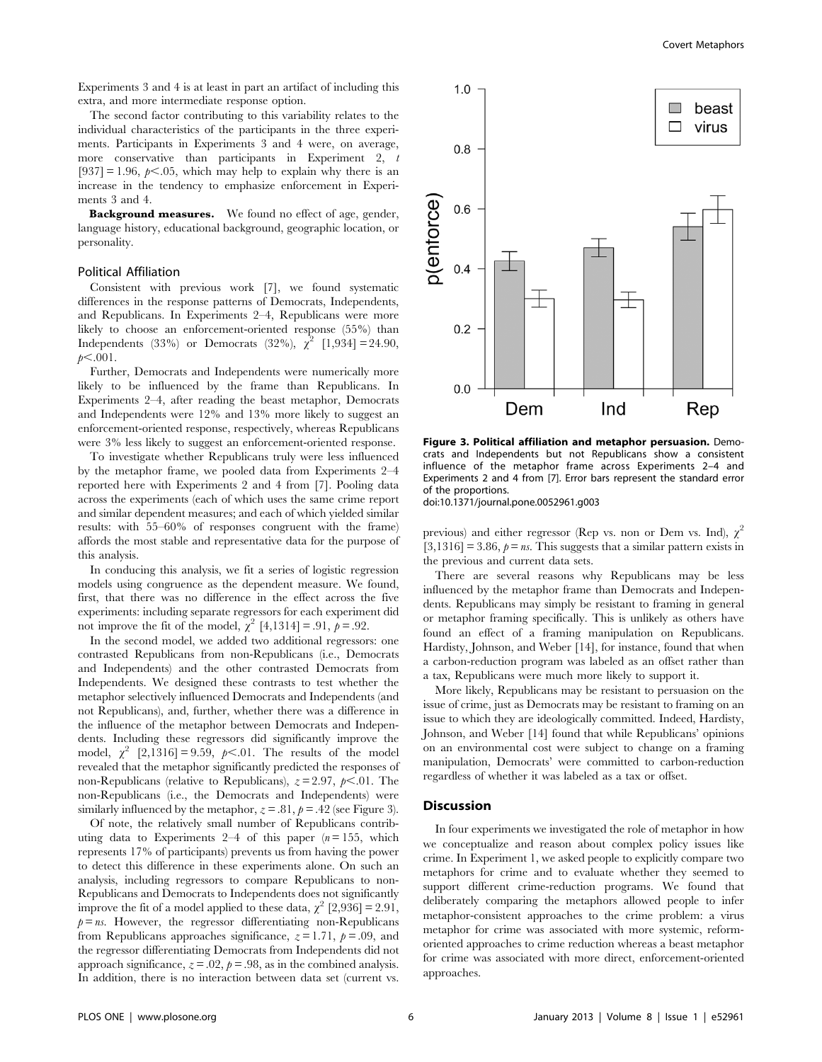Experiments 3 and 4 is at least in part an artifact of including this extra, and more intermediate response option.

The second factor contributing to this variability relates to the individual characteristics of the participants in the three experiments. Participants in Experiments 3 and 4 were, on average, more conservative than participants in Experiment 2, $t$ [937] = 1.96, $p<.05$, which may help to explain why there is an increase in the tendency to emphasize enforcement in Experiments 3 and 4.

**Background measures.** We found no effect of age, gender, language history, educational background, geographic location, or personality.

### Political Affiliation

Consistent with previous work [7], we found systematic differences in the response patterns of Democrats, Independents, and Republicans. In Experiments 2–4, Republicans were more likely to choose an enforcement-oriented response (55%) than Independents (33%) or Democrats (32%), $\chi^2$ [1,934] = 24.90, $p<.001$.

Further, Democrats and Independents were numerically more likely to be influenced by the frame than Republicans. In Experiments 2–4, after reading the beast metaphor, Democrats and Independents were 12% and 13% more likely to suggest an enforcement-oriented response, respectively, whereas Republicans were 3% less likely to suggest an enforcement-oriented response.

To investigate whether Republicans truly were less influenced by the metaphor frame, we pooled data from Experiments 2–4 reported here with Experiments 2 and 4 from [7]. Pooling data across the experiments (each of which uses the same crime report and similar dependent measures; and each of which yielded similar results: with 55–60% of responses congruent with the frame) affords the most stable and representative data for the purpose of this analysis.

In conducing this analysis, we fit a series of logistic regression models using congruence as the dependent measure. We found, first, that there was no difference in the effect across the five experiments: including separate regressors for each experiment did not improve the fit of the model, $\chi^2$ [4,1314] = .91, $p=.92$.

In the second model, we added two additional regressors: one contrasted Republicans from non-Republicans (i.e., Democrats and Independents) and the other contrasted Democrats from Independents. We designed these contrasts to test whether the metaphor selectively influenced Democrats and Independents (and not Republicans), and, further, whether there was a difference in the influence of the metaphor between Democrats and Independents. Including these regressors did significantly improve the model, $\chi^2$ [2,1316] = 9.59, $p<.01$. The results of the model revealed that the metaphor significantly predicted the responses of non-Republicans (relative to Republicans), $z=2.97$, $p<.01$. The non-Republicans (i.e., the Democrats and Independents) were similarly influenced by the metaphor, $z=.81$, $p=.42$ (see Figure 3).

Of note, the relatively small number of Republicans contributing data to Experiments 2–4 of this paper ($n=155$, which represents 17% of participants) prevents us from having the power to detect this difference in these experiments alone. On such an analysis, including regressors to compare Republicans to non-Republicans and Democrats to Independents does not significantly improve the fit of a model applied to these data, $\chi^2$ [2,936] = 2.91, $p=ns$. However, the regressor differentiating non-Republicans from Republicans approaches significance, $z=1.71$, $p=.09$, and the regressor differentiating Democrats from Independents did not approach significance, $z=.02$, $p=.98$, as in the combined analysis. In addition, there is no interaction between data set (current vs. previous) and either regressor (Rep vs. non or Dem vs. Ind), $\chi^2$ [3,1316] = 3.86, $p=ns$. This suggests that a similar pattern exists in the previous and current data sets.

**Figure 3. Political affiliation and metaphor persuasion.** Democrats and Independents but not Republicans show a consistent influence of the metaphor frame across Experiments 2–4 and Experiments 2 and 4 from [7]. Error bars represent the standard error of the proportions.
doi:10.1371/journal.pone.0052961.g003

There are several reasons why Republicans may be less influenced by the metaphor frame than Democrats and Independents. Republicans may simply be resistant to framing in general or metaphor framing specifically. This is unlikely as others have found an effect of a framing manipulation on Republicans. Hardisty, Johnson, and Weber [14], for instance, found that when a carbon-reduction program was labeled as an offset rather than a tax, Republicans were much more likely to support it.

More likely, Republicans may be resistant to persuasion on the issue of crime, just as Democrats may be resistant to framing on an issue to which they are ideologically committed. Indeed, Hardisty, Johnson, and Weber [14] found that while Republicans' opinions on an environmental cost were subject to change on a framing manipulation, Democrats' were committed to carbon-reduction regardless of whether it was labeled as a tax or offset.

## Discussion

In four experiments we investigated the role of metaphor in how we conceptualize and reason about complex policy issues like crime. In Experiment 1, we asked people to explicitly compare two metaphors for crime and to evaluate whether they seemed to support different crime-reduction programs. We found that deliberately comparing the metaphors allowed people to infer metaphor-consistent approaches to the crime problem: a virus metaphor for crime was associated with more systemic, reform-oriented approaches to crime reduction whereas a beast metaphor for crime was associated with more direct, enforcement-oriented approaches.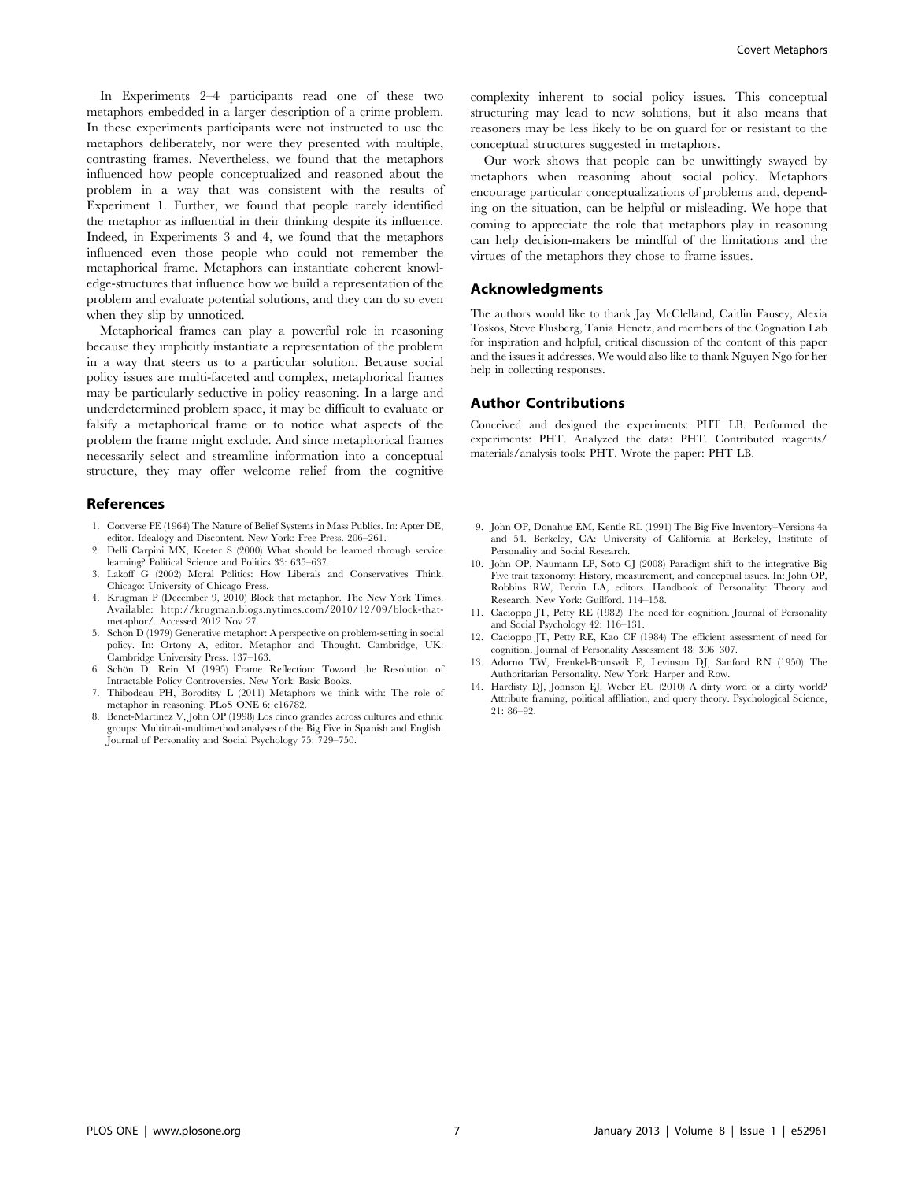In Experiments 2–4 participants read one of these two metaphors embedded in a larger description of a crime problem. In these experiments participants were not instructed to use the metaphors deliberately, nor were they presented with multiple, contrasting frames. Nevertheless, we found that the metaphors influenced how people conceptualized and reasoned about the problem in a way that was consistent with the results of Experiment 1. Further, we found that people rarely identified the metaphor as influential in their thinking despite its influence. Indeed, in Experiments 3 and 4, we found that the metaphors influenced even those people who could not remember the metaphorical frame. Metaphors can instantiate coherent knowledge-structures that influence how we build a representation of the problem and evaluate potential solutions, and they can do so even when they slip by unnoticed.

Metaphorical frames can play a powerful role in reasoning because they implicitly instantiate a representation of the problem in a way that steers us to a particular solution. Because social policy issues are multi-faceted and complex, metaphorical frames may be particularly seductive in policy reasoning. In a large and underdetermined problem space, it may be difficult to evaluate or falsify a metaphorical frame or to notice what aspects of the problem the frame might exclude. And since metaphorical frames necessarily select and streamline information into a conceptual structure, they may offer welcome relief from the cognitive complexity inherent to social policy issues. This conceptual structuring may lead to new solutions, but it also means that reasoners may be less likely to be on guard for or resistant to the conceptual structures suggested in metaphors.

Our work shows that people can be unwittingly swayed by metaphors when reasoning about social policy. Metaphors encourage particular conceptualizations of problems and, depending on the situation, can be helpful or misleading. We hope that coming to appreciate the role that metaphors play in reasoning can help decision-makers be mindful of the limitations and the virtues of the metaphors they chose to frame issues.

## Acknowledgments

The authors would like to thank Jay McClelland, Caitlin Fausey, Alexia Toskos, Steve Flusberg, Tania Henetz, and members of the Cognation Lab for inspiration and helpful, critical discussion of the content of this paper and the issues it addresses. We would also like to thank Nguyen Ngo for her help in collecting responses.

## Author Contributions

Conceived and designed the experiments: PHT LB. Performed the experiments: PHT. Analyzed the data: PHT. Contributed reagents/materials/analysis tools: PHT. Wrote the paper: PHT LB.

## References

1. Converse PE (1964) The Nature of Belief Systems in Mass Publics. In: Apter DE, editor. Idealogy and Discontent. New York: Free Press. 206–261.
2. Delli Carpini MX, Keeter S (2000) What should be learned through service learning? Political Science and Politics 33: 635–637.
3. Lakoff G (2002) Moral Politics: How Liberals and Conservatives Think. Chicago: University of Chicago Press.
4. Krugman P (December 9, 2010) Block that metaphor. The New York Times. Available: http://krugman.blogs.nytimes.com/2010/12/09/block-that-metaphor/. Accessed 2012 Nov 27.
5. Schön D (1979) Generative metaphor: A perspective on problem-setting in social policy. In: Ortony A, editor. Metaphor and Thought. Cambridge, UK: Cambridge University Press. 137–163.
6. Schön D, Rein M (1995) Frame Reflection: Toward the Resolution of Intractable Policy Controversies. New York: Basic Books.
7. Thibodeau PH, Boroditsy L (2011) Metaphors we think with: The role of metaphor in reasoning. PLoS ONE 6: e16782.
8. Benet-Martinez V, John OP (1998) Los cinco grandes across cultures and ethnic groups: Multitrait-multimethod analyses of the Big Five in Spanish and English. Journal of Personality and Social Psychology 75: 729–750.
9. John OP, Donahue EM, Kentle RL (1991) The Big Five Inventory–Versions 4a and 54. Berkeley, CA: University of California at Berkeley, Institute of Personality and Social Research.
10. John OP, Naumann LP, Soto CJ (2008) Paradigm shift to the integrative Big Five trait taxonomy: History, measurement, and conceptual issues. In: John OP, Robbins RW, Pervin LA, editors. Handbook of Personality: Theory and Research. New York: Guilford. 114–158.
11. Cacioppo JT, Petty RE (1982) The need for cognition. Journal of Personality and Social Psychology 42: 116–131.
12. Cacioppo JT, Petty RE, Kao CF (1984) The efficient assessment of need for cognition. Journal of Personality Assessment 48: 306–307.
13. Adorno TW, Frenkel-Brunswik E, Levinson DJ, Sanford RN (1950) The Authoritarian Personality. New York: Harper and Row.
14. Hardisty DJ, Johnson EJ, Weber EU (2010) A dirty word or a dirty world? Attribute framing, political affiliation, and query theory. Psychological Science, 21: 86–92.